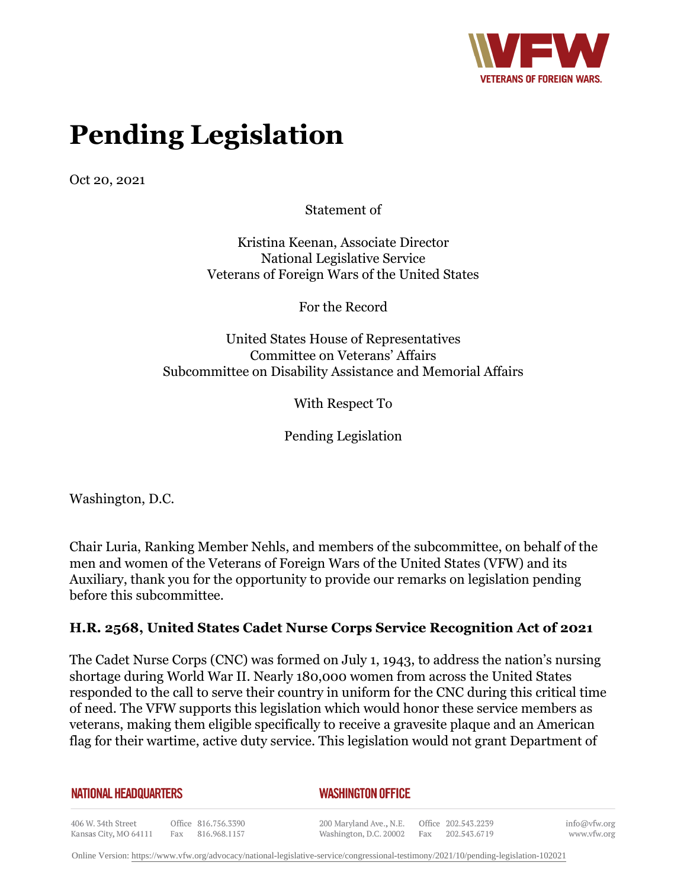# Pending Legislation

Oct 20, 2021

Statement of

Kristina Keenan, Associate Director
National Legislative Service
Veterans of Foreign Wars of the United States

For the Record

United States House of Representatives
Committee on Veterans' Affairs
Subcommittee on Disability Assistance and Memorial Affairs

With Respect To

Pending Legislation

Washington, D.C.

Chair Luria, Ranking Member Nehls, and members of the subcommittee, on behalf of the men and women of the Veterans of Foreign Wars of the United States (VFW) and its Auxiliary, thank you for the opportunity to provide our remarks on legislation pending before this subcommittee.

### H.R. 2568, United States Cadet Nurse Corps Service Recognition Act of 2021

The Cadet Nurse Corps (CNC) was formed on July 1, 1943, to address the nation's nursing shortage during World War II. Nearly 180,000 women from across the United States responded to the call to serve their country in uniform for the CNC during this critical time of need. The VFW supports this legislation which would honor these service members as veterans, making them eligible specifically to receive a gravesite plaque and an American flag for their wartime, active duty service. This legislation would not grant Department of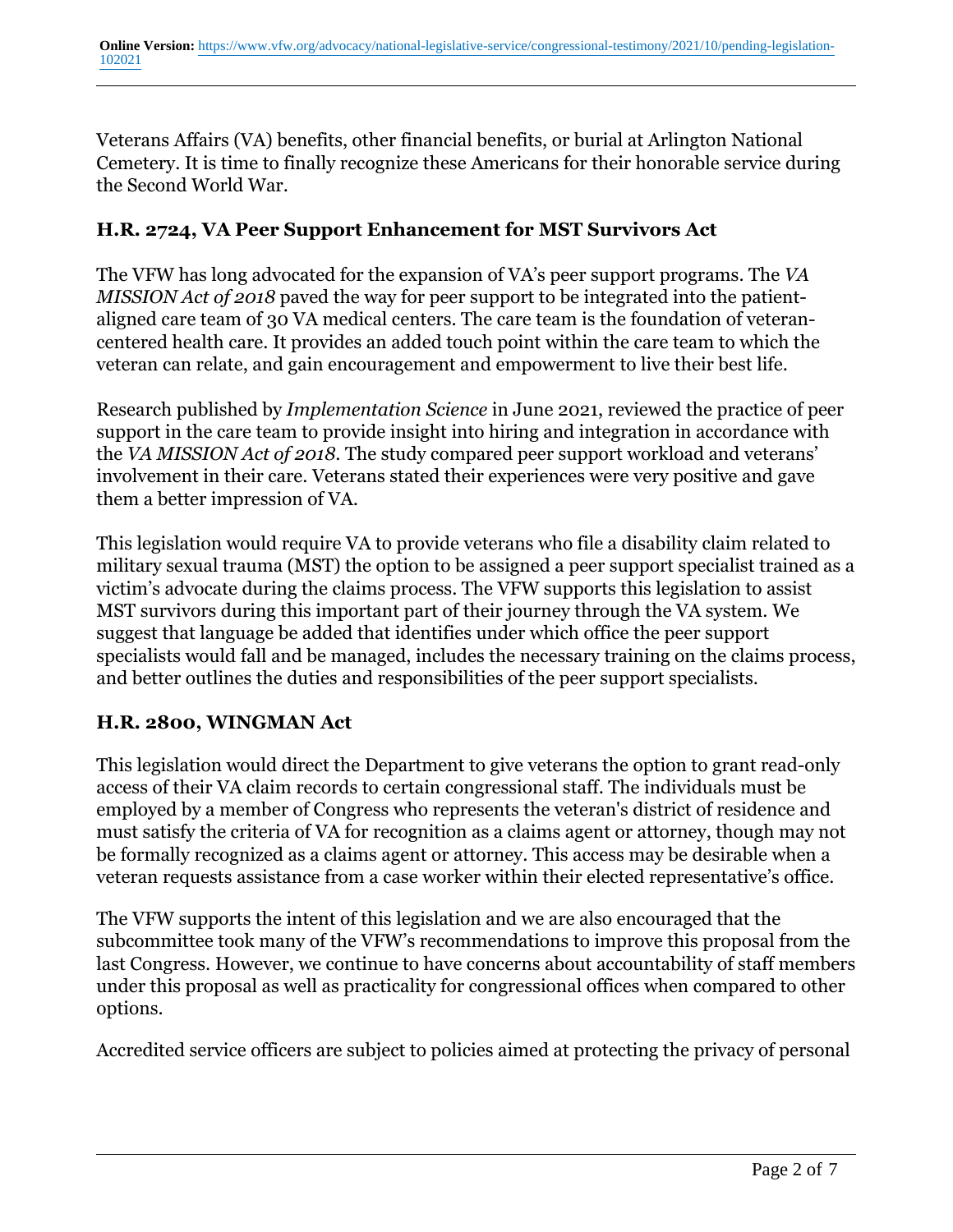Veterans Affairs (VA) benefits, other financial benefits, or burial at Arlington National Cemetery. It is time to finally recognize these Americans for their honorable service during the Second World War.

### H.R. 2724, VA Peer Support Enhancement for MST Survivors Act

The VFW has long advocated for the expansion of VA's peer support programs. The *VA MISSION Act of 2018* paved the way for peer support to be integrated into the patient-aligned care team of 30 VA medical centers. The care team is the foundation of veteran-centered health care. It provides an added touch point within the care team to which the veteran can relate, and gain encouragement and empowerment to live their best life.

Research published by *Implementation Science* in June 2021, reviewed the practice of peer support in the care team to provide insight into hiring and integration in accordance with the *VA MISSION Act of 2018*. The study compared peer support workload and veterans' involvement in their care. Veterans stated their experiences were very positive and gave them a better impression of VA.

This legislation would require VA to provide veterans who file a disability claim related to military sexual trauma (MST) the option to be assigned a peer support specialist trained as a victim's advocate during the claims process. The VFW supports this legislation to assist MST survivors during this important part of their journey through the VA system. We suggest that language be added that identifies under which office the peer support specialists would fall and be managed, includes the necessary training on the claims process, and better outlines the duties and responsibilities of the peer support specialists.

### H.R. 2800, WINGMAN Act

This legislation would direct the Department to give veterans the option to grant read-only access of their VA claim records to certain congressional staff. The individuals must be employed by a member of Congress who represents the veteran's district of residence and must satisfy the criteria of VA for recognition as a claims agent or attorney, though may not be formally recognized as a claims agent or attorney. This access may be desirable when a veteran requests assistance from a case worker within their elected representative's office.

The VFW supports the intent of this legislation and we are also encouraged that the subcommittee took many of the VFW's recommendations to improve this proposal from the last Congress. However, we continue to have concerns about accountability of staff members under this proposal as well as practicality for congressional offices when compared to other options.

Accredited service officers are subject to policies aimed at protecting the privacy of personal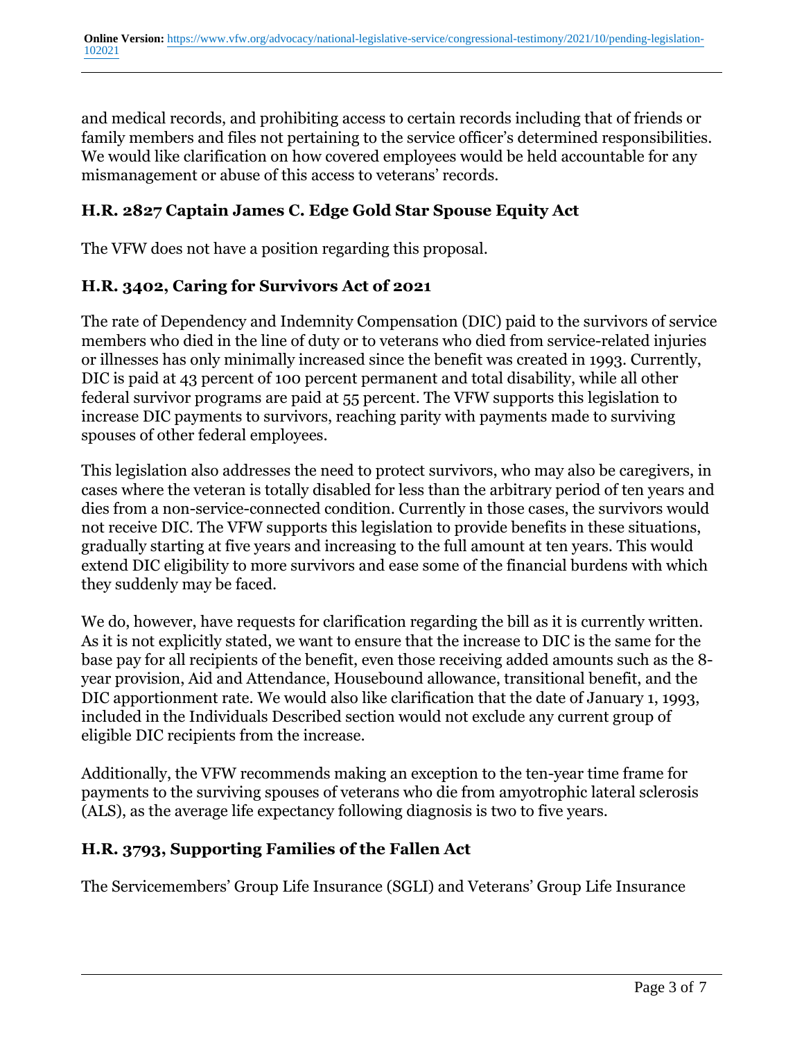and medical records, and prohibiting access to certain records including that of friends or family members and files not pertaining to the service officer's determined responsibilities. We would like clarification on how covered employees would be held accountable for any mismanagement or abuse of this access to veterans' records.

### H.R. 2827 Captain James C. Edge Gold Star Spouse Equity Act

The VFW does not have a position regarding this proposal.

### H.R. 3402, Caring for Survivors Act of 2021

The rate of Dependency and Indemnity Compensation (DIC) paid to the survivors of service members who died in the line of duty or to veterans who died from service-related injuries or illnesses has only minimally increased since the benefit was created in 1993. Currently, DIC is paid at 43 percent of 100 percent permanent and total disability, while all other federal survivor programs are paid at 55 percent. The VFW supports this legislation to increase DIC payments to survivors, reaching parity with payments made to surviving spouses of other federal employees.

This legislation also addresses the need to protect survivors, who may also be caregivers, in cases where the veteran is totally disabled for less than the arbitrary period of ten years and dies from a non-service-connected condition. Currently in those cases, the survivors would not receive DIC. The VFW supports this legislation to provide benefits in these situations, gradually starting at five years and increasing to the full amount at ten years. This would extend DIC eligibility to more survivors and ease some of the financial burdens with which they suddenly may be faced.

We do, however, have requests for clarification regarding the bill as it is currently written. As it is not explicitly stated, we want to ensure that the increase to DIC is the same for the base pay for all recipients of the benefit, even those receiving added amounts such as the 8-year provision, Aid and Attendance, Housebound allowance, transitional benefit, and the DIC apportionment rate. We would also like clarification that the date of January 1, 1993, included in the Individuals Described section would not exclude any current group of eligible DIC recipients from the increase.

Additionally, the VFW recommends making an exception to the ten-year time frame for payments to the surviving spouses of veterans who die from amyotrophic lateral sclerosis (ALS), as the average life expectancy following diagnosis is two to five years.

### H.R. 3793, Supporting Families of the Fallen Act

The Servicemembers' Group Life Insurance (SGLI) and Veterans' Group Life Insurance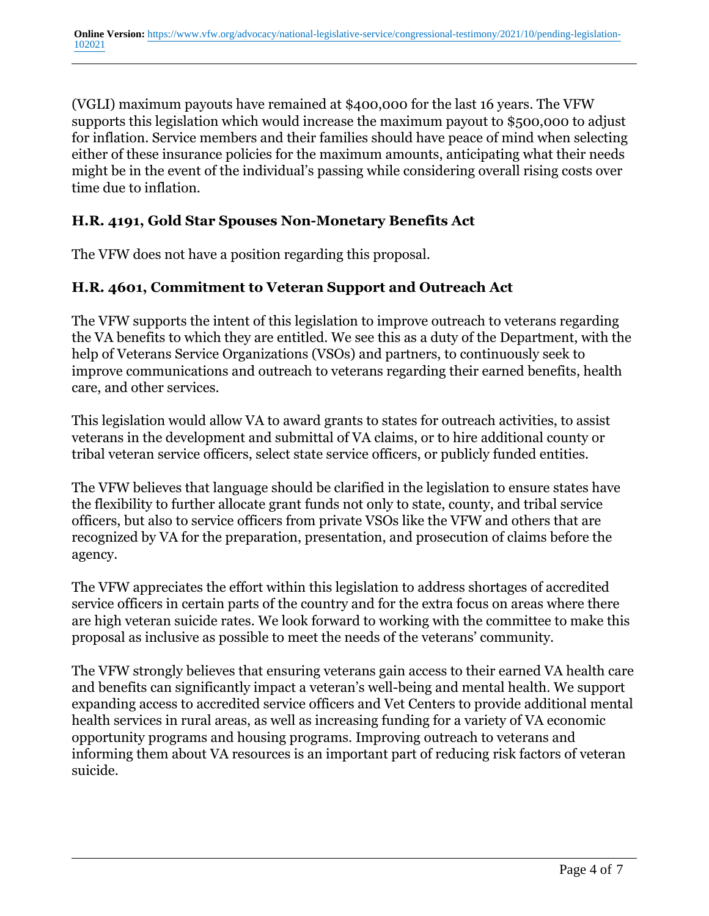(VGLI) maximum payouts have remained at $400,000 for the last 16 years. The VFW supports this legislation which would increase the maximum payout to $500,000 to adjust for inflation. Service members and their families should have peace of mind when selecting either of these insurance policies for the maximum amounts, anticipating what their needs might be in the event of the individual's passing while considering overall rising costs over time due to inflation.

### H.R. 4191, Gold Star Spouses Non-Monetary Benefits Act

The VFW does not have a position regarding this proposal.

### H.R. 4601, Commitment to Veteran Support and Outreach Act

The VFW supports the intent of this legislation to improve outreach to veterans regarding the VA benefits to which they are entitled. We see this as a duty of the Department, with the help of Veterans Service Organizations (VSOs) and partners, to continuously seek to improve communications and outreach to veterans regarding their earned benefits, health care, and other services.

This legislation would allow VA to award grants to states for outreach activities, to assist veterans in the development and submittal of VA claims, or to hire additional county or tribal veteran service officers, select state service officers, or publicly funded entities.

The VFW believes that language should be clarified in the legislation to ensure states have the flexibility to further allocate grant funds not only to state, county, and tribal service officers, but also to service officers from private VSOs like the VFW and others that are recognized by VA for the preparation, presentation, and prosecution of claims before the agency.

The VFW appreciates the effort within this legislation to address shortages of accredited service officers in certain parts of the country and for the extra focus on areas where there are high veteran suicide rates. We look forward to working with the committee to make this proposal as inclusive as possible to meet the needs of the veterans' community.

The VFW strongly believes that ensuring veterans gain access to their earned VA health care and benefits can significantly impact a veteran's well-being and mental health. We support expanding access to accredited service officers and Vet Centers to provide additional mental health services in rural areas, as well as increasing funding for a variety of VA economic opportunity programs and housing programs. Improving outreach to veterans and informing them about VA resources is an important part of reducing risk factors of veteran suicide.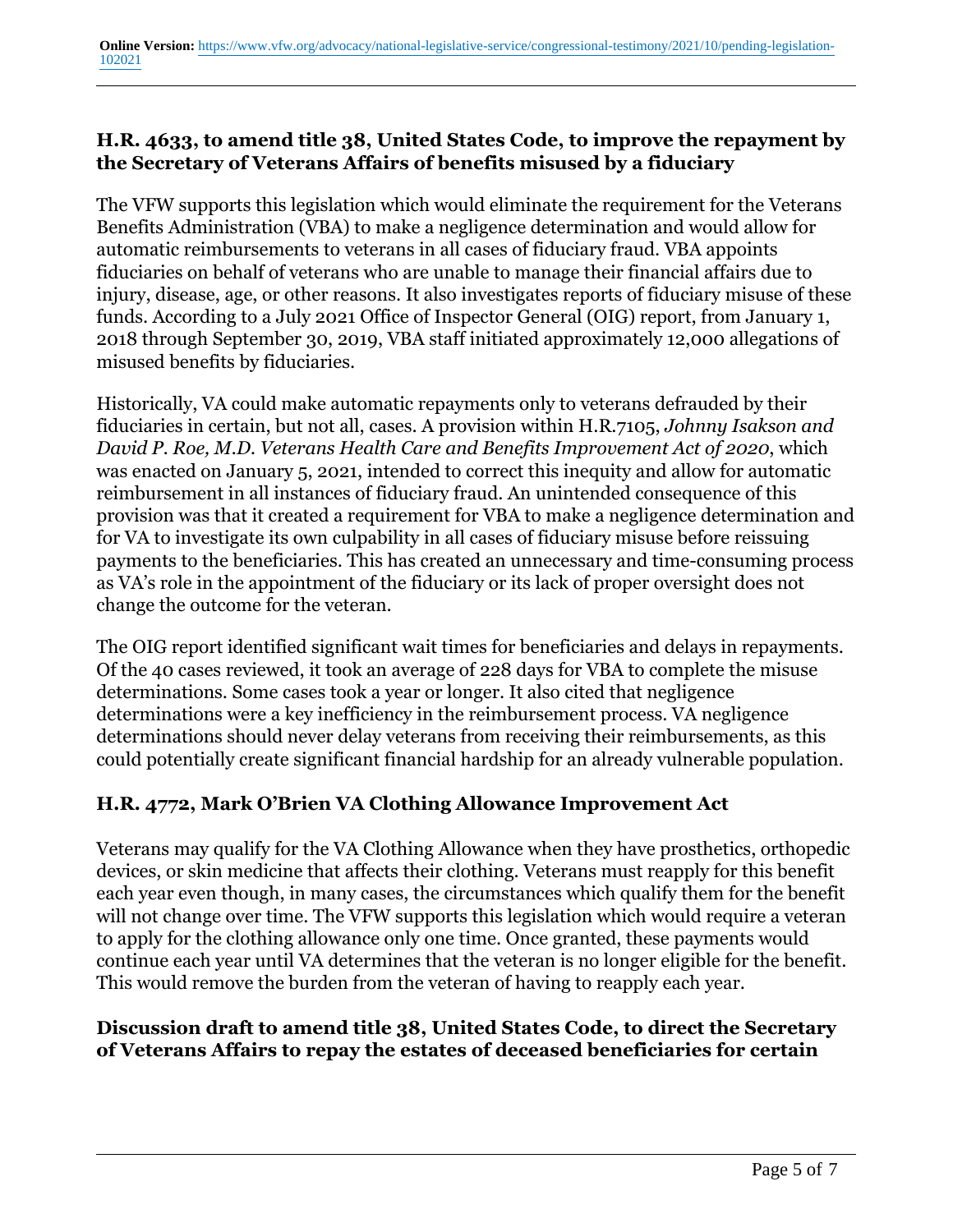### H.R. 4633, to amend title 38, United States Code, to improve the repayment by the Secretary of Veterans Affairs of benefits misused by a fiduciary

The VFW supports this legislation which would eliminate the requirement for the Veterans Benefits Administration (VBA) to make a negligence determination and would allow for automatic reimbursements to veterans in all cases of fiduciary fraud. VBA appoints fiduciaries on behalf of veterans who are unable to manage their financial affairs due to injury, disease, age, or other reasons. It also investigates reports of fiduciary misuse of these funds. According to a July 2021 Office of Inspector General (OIG) report, from January 1, 2018 through September 30, 2019, VBA staff initiated approximately 12,000 allegations of misused benefits by fiduciaries.

Historically, VA could make automatic repayments only to veterans defrauded by their fiduciaries in certain, but not all, cases. A provision within H.R.7105, *Johnny Isakson and David P. Roe, M.D. Veterans Health Care and Benefits Improvement Act of 2020*, which was enacted on January 5, 2021, intended to correct this inequity and allow for automatic reimbursement in all instances of fiduciary fraud. An unintended consequence of this provision was that it created a requirement for VBA to make a negligence determination and for VA to investigate its own culpability in all cases of fiduciary misuse before reissuing payments to the beneficiaries. This has created an unnecessary and time-consuming process as VA's role in the appointment of the fiduciary or its lack of proper oversight does not change the outcome for the veteran.

The OIG report identified significant wait times for beneficiaries and delays in repayments. Of the 40 cases reviewed, it took an average of 228 days for VBA to complete the misuse determinations. Some cases took a year or longer. It also cited that negligence determinations were a key inefficiency in the reimbursement process. VA negligence determinations should never delay veterans from receiving their reimbursements, as this could potentially create significant financial hardship for an already vulnerable population.

### H.R. 4772, Mark O'Brien VA Clothing Allowance Improvement Act

Veterans may qualify for the VA Clothing Allowance when they have prosthetics, orthopedic devices, or skin medicine that affects their clothing. Veterans must reapply for this benefit each year even though, in many cases, the circumstances which qualify them for the benefit will not change over time. The VFW supports this legislation which would require a veteran to apply for the clothing allowance only one time. Once granted, these payments would continue each year until VA determines that the veteran is no longer eligible for the benefit. This would remove the burden from the veteran of having to reapply each year.

### Discussion draft to amend title 38, United States Code, to direct the Secretary of Veterans Affairs to repay the estates of deceased beneficiaries for certain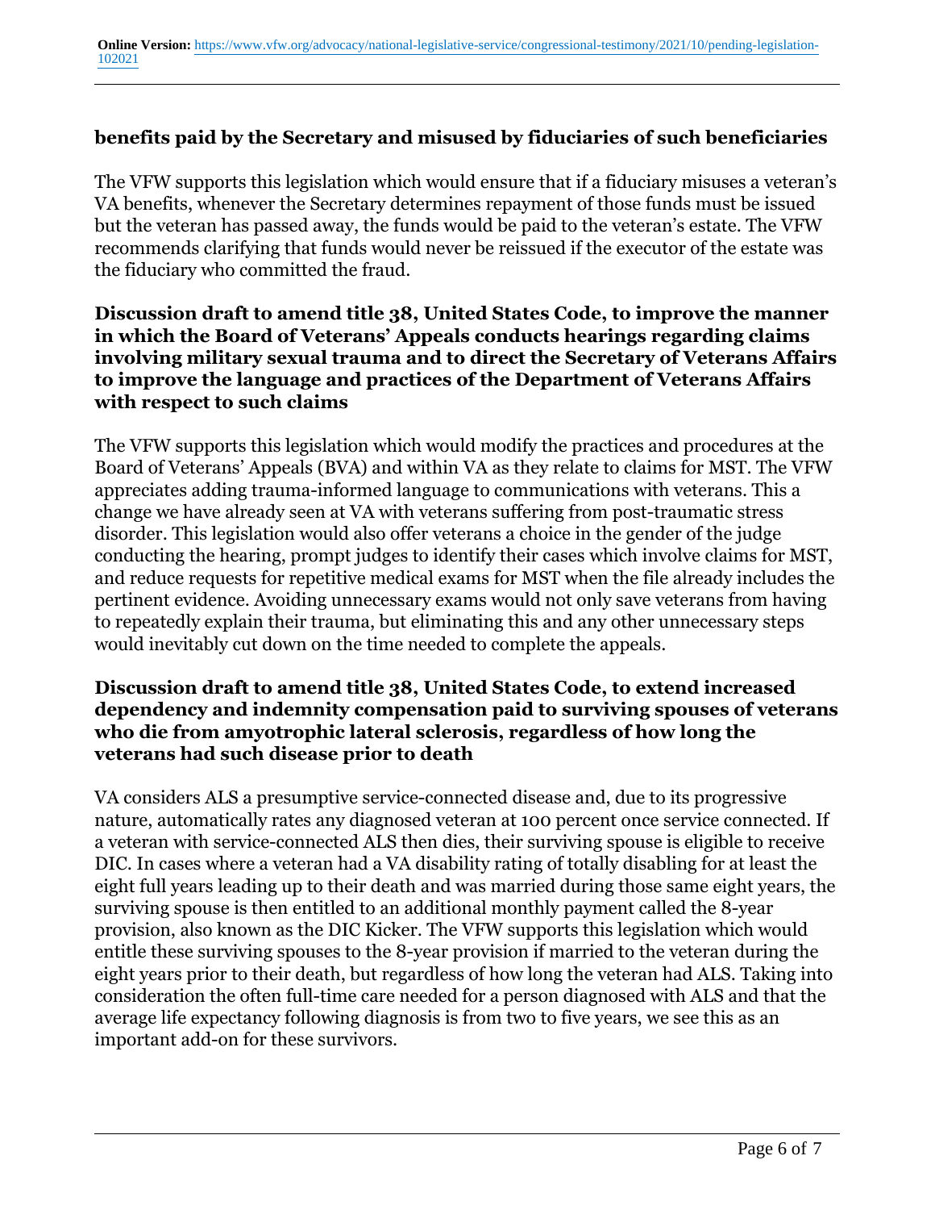**benefits paid by the Secretary and misused by fiduciaries of such beneficiaries**

The VFW supports this legislation which would ensure that if a fiduciary misuses a veteran's VA benefits, whenever the Secretary determines repayment of those funds must be issued but the veteran has passed away, the funds would be paid to the veteran's estate. The VFW recommends clarifying that funds would never be reissued if the executor of the estate was the fiduciary who committed the fraud.

**Discussion draft to amend title 38, United States Code, to improve the manner in which the Board of Veterans' Appeals conducts hearings regarding claims involving military sexual trauma and to direct the Secretary of Veterans Affairs to improve the language and practices of the Department of Veterans Affairs with respect to such claims**

The VFW supports this legislation which would modify the practices and procedures at the Board of Veterans' Appeals (BVA) and within VA as they relate to claims for MST. The VFW appreciates adding trauma-informed language to communications with veterans. This a change we have already seen at VA with veterans suffering from post-traumatic stress disorder. This legislation would also offer veterans a choice in the gender of the judge conducting the hearing, prompt judges to identify their cases which involve claims for MST, and reduce requests for repetitive medical exams for MST when the file already includes the pertinent evidence. Avoiding unnecessary exams would not only save veterans from having to repeatedly explain their trauma, but eliminating this and any other unnecessary steps would inevitably cut down on the time needed to complete the appeals.

**Discussion draft to amend title 38, United States Code, to extend increased dependency and indemnity compensation paid to surviving spouses of veterans who die from amyotrophic lateral sclerosis, regardless of how long the veterans had such disease prior to death**

VA considers ALS a presumptive service-connected disease and, due to its progressive nature, automatically rates any diagnosed veteran at 100 percent once service connected. If a veteran with service-connected ALS then dies, their surviving spouse is eligible to receive DIC. In cases where a veteran had a VA disability rating of totally disabling for at least the eight full years leading up to their death and was married during those same eight years, the surviving spouse is then entitled to an additional monthly payment called the 8-year provision, also known as the DIC Kicker. The VFW supports this legislation which would entitle these surviving spouses to the 8-year provision if married to the veteran during the eight years prior to their death, but regardless of how long the veteran had ALS. Taking into consideration the often full-time care needed for a person diagnosed with ALS and that the average life expectancy following diagnosis is from two to five years, we see this as an important add-on for these survivors.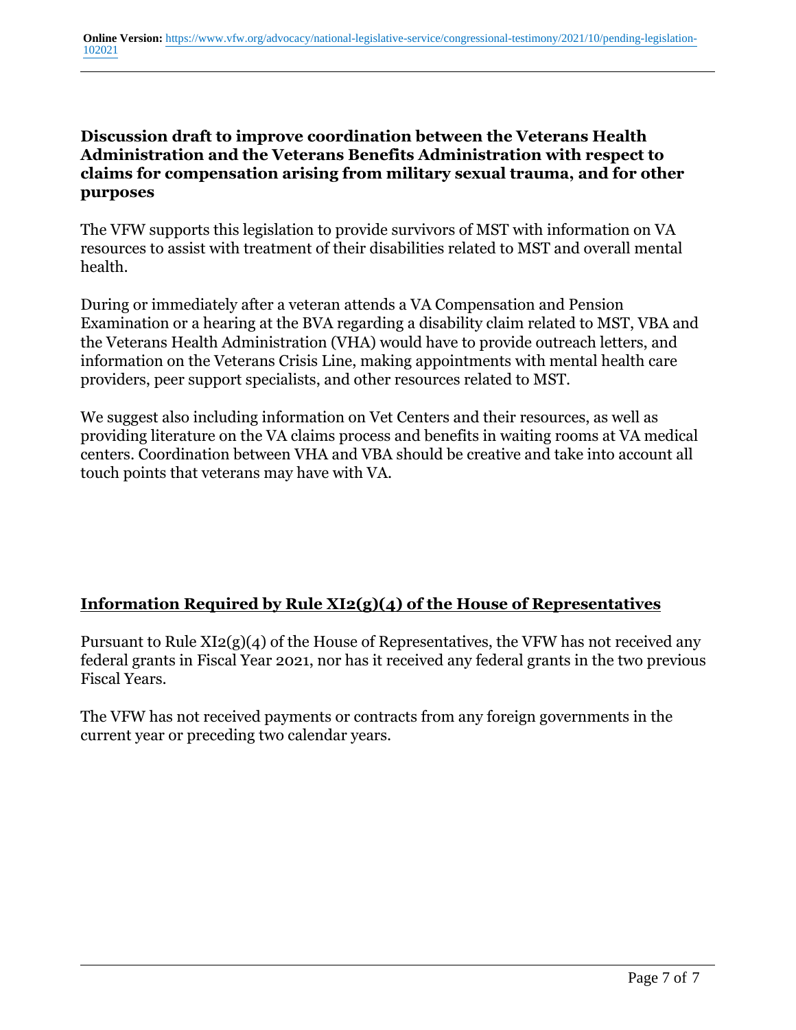**Discussion draft to improve coordination between the Veterans Health Administration and the Veterans Benefits Administration with respect to claims for compensation arising from military sexual trauma, and for other purposes**

The VFW supports this legislation to provide survivors of MST with information on VA resources to assist with treatment of their disabilities related to MST and overall mental health.

During or immediately after a veteran attends a VA Compensation and Pension Examination or a hearing at the BVA regarding a disability claim related to MST, VBA and the Veterans Health Administration (VHA) would have to provide outreach letters, and information on the Veterans Crisis Line, making appointments with mental health care providers, peer support specialists, and other resources related to MST.

We suggest also including information on Vet Centers and their resources, as well as providing literature on the VA claims process and benefits in waiting rooms at VA medical centers. Coordination between VHA and VBA should be creative and take into account all touch points that veterans may have with VA.

## Information Required by Rule XI2(g)(4) of the House of Representatives

Pursuant to Rule XI2(g)(4) of the House of Representatives, the VFW has not received any federal grants in Fiscal Year 2021, nor has it received any federal grants in the two previous Fiscal Years.

The VFW has not received payments or contracts from any foreign governments in the current year or preceding two calendar years.